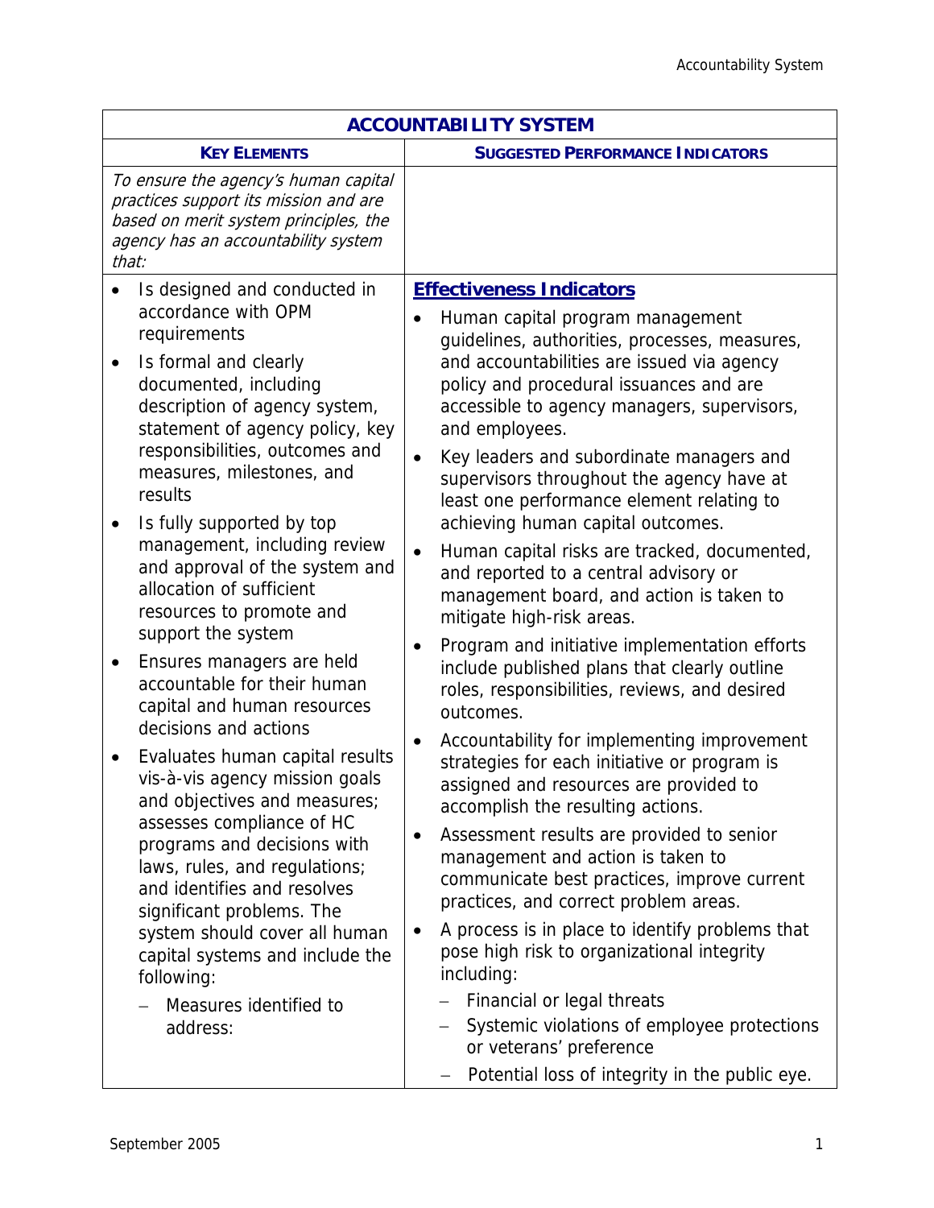| ACCOUNTABILITY SYSTEM | |
|---|---|
| **KEY ELEMENTS** | **SUGGESTED PERFORMANCE INDICATORS** |
| *To ensure the agency's human capital practices support its mission and are based on merit system principles, the agency has an accountability system that:* | |
| • Is designed and conducted in accordance with OPM requirements<br>• Is formal and clearly documented, including description of agency system, statement of agency policy, key responsibilities, outcomes and measures, milestones, and results<br>• Is fully supported by top management, including review and approval of the system and allocation of sufficient resources to promote and support the system<br>• Ensures managers are held accountable for their human capital and human resources decisions and actions<br>• Evaluates human capital results vis-à-vis agency mission goals and objectives and measures; assesses compliance of HC programs and decisions with laws, rules, and regulations; and identifies and resolves significant problems. The system should cover all human capital systems and include the following:<br>– Measures identified to address: | **Effectiveness Indicators**<br>• Human capital program management guidelines, authorities, processes, measures, and accountabilities are issued via agency policy and procedural issuances and are accessible to agency managers, supervisors, and employees.<br>• Key leaders and subordinate managers and supervisors throughout the agency have at least one performance element relating to achieving human capital outcomes.<br>• Human capital risks are tracked, documented, and reported to a central advisory or management board, and action is taken to mitigate high-risk areas.<br>• Program and initiative implementation efforts include published plans that clearly outline roles, responsibilities, reviews, and desired outcomes.<br>• Accountability for implementing improvement strategies for each initiative or program is assigned and resources are provided to accomplish the resulting actions.<br>• Assessment results are provided to senior management and action is taken to communicate best practices, improve current practices, and correct problem areas.<br>• A process is in place to identify problems that pose high risk to organizational integrity including:<br>– Financial or legal threats<br>– Systemic violations of employee protections or veterans' preference<br>– Potential loss of integrity in the public eye. |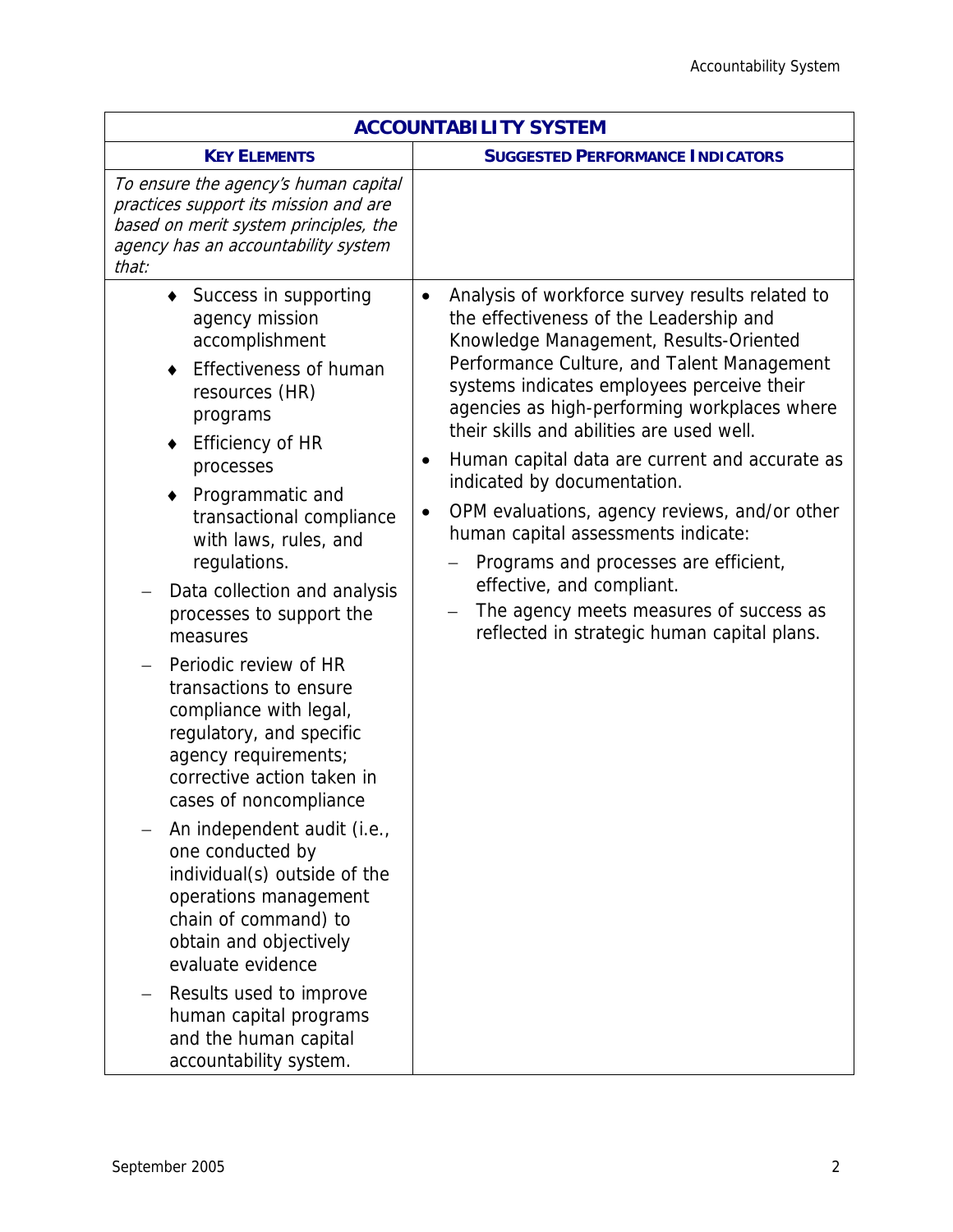| ACCOUNTABILITY SYSTEM | |
|---|---|
| **KEY ELEMENTS** | **SUGGESTED PERFORMANCE INDICATORS** |
| *To ensure the agency's human capital practices support its mission and are based on merit system principles, the agency has an accountability system that:* | |
| ♦ Success in supporting agency mission accomplishment<br>♦ Effectiveness of human resources (HR) programs<br>♦ Efficiency of HR processes<br>♦ Programmatic and transactional compliance with laws, rules, and regulations.<br>– Data collection and analysis processes to support the measures<br>– Periodic review of HR transactions to ensure compliance with legal, regulatory, and specific agency requirements; corrective action taken in cases of noncompliance<br>– An independent audit (i.e., one conducted by individual(s) outside of the operations management chain of command) to obtain and objectively evaluate evidence<br>– Results used to improve human capital programs and the human capital accountability system. | • Analysis of workforce survey results related to the effectiveness of the Leadership and Knowledge Management, Results-Oriented Performance Culture, and Talent Management systems indicates employees perceive their agencies as high-performing workplaces where their skills and abilities are used well.<br>• Human capital data are current and accurate as indicated by documentation.<br>• OPM evaluations, agency reviews, and/or other human capital assessments indicate:<br>– Programs and processes are efficient, effective, and compliant.<br>– The agency meets measures of success as reflected in strategic human capital plans. |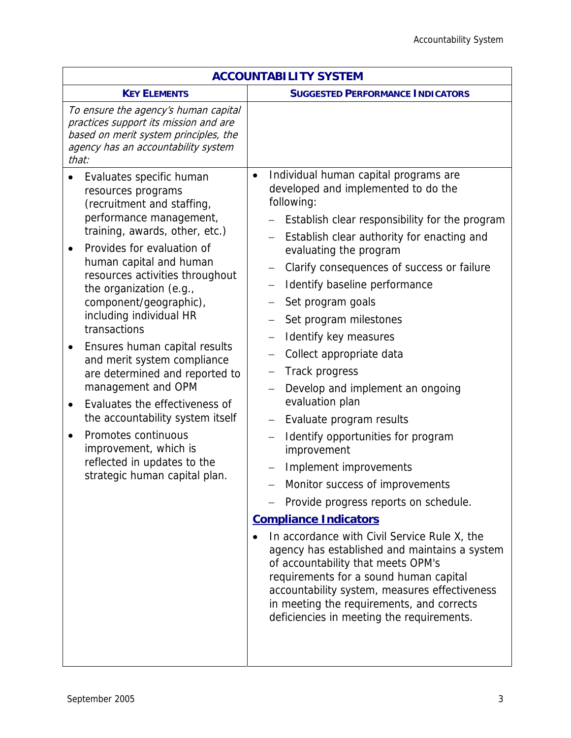| ACCOUNTABILITY SYSTEM | |
|---|---|
| **KEY ELEMENTS** | **SUGGESTED PERFORMANCE INDICATORS** |
| *To ensure the agency's human capital practices support its mission and are based on merit system principles, the agency has an accountability system that:* | |
| • Evaluates specific human resources programs (recruitment and staffing, performance management, training, awards, other, etc.)<br>• Provides for evaluation of human capital and human resources activities throughout the organization (e.g., component/geographic), including individual HR transactions<br>• Ensures human capital results and merit system compliance are determined and reported to management and OPM<br>• Evaluates the effectiveness of the accountability system itself<br>• Promotes continuous improvement, which is reflected in updates to the strategic human capital plan. | • Individual human capital programs are developed and implemented to do the following:<br>– Establish clear responsibility for the program<br>– Establish clear authority for enacting and evaluating the program<br>– Clarify consequences of success or failure<br>– Identify baseline performance<br>– Set program goals<br>– Set program milestones<br>– Identify key measures<br>– Collect appropriate data<br>– Track progress<br>– Develop and implement an ongoing evaluation plan<br>– Evaluate program results<br>– Identify opportunities for program improvement<br>– Implement improvements<br>– Monitor success of improvements<br>– Provide progress reports on schedule.<br>**Compliance Indicators**<br>• In accordance with Civil Service Rule X, the agency has established and maintains a system of accountability that meets OPM's requirements for a sound human capital accountability system, measures effectiveness in meeting the requirements, and corrects deficiencies in meeting the requirements. |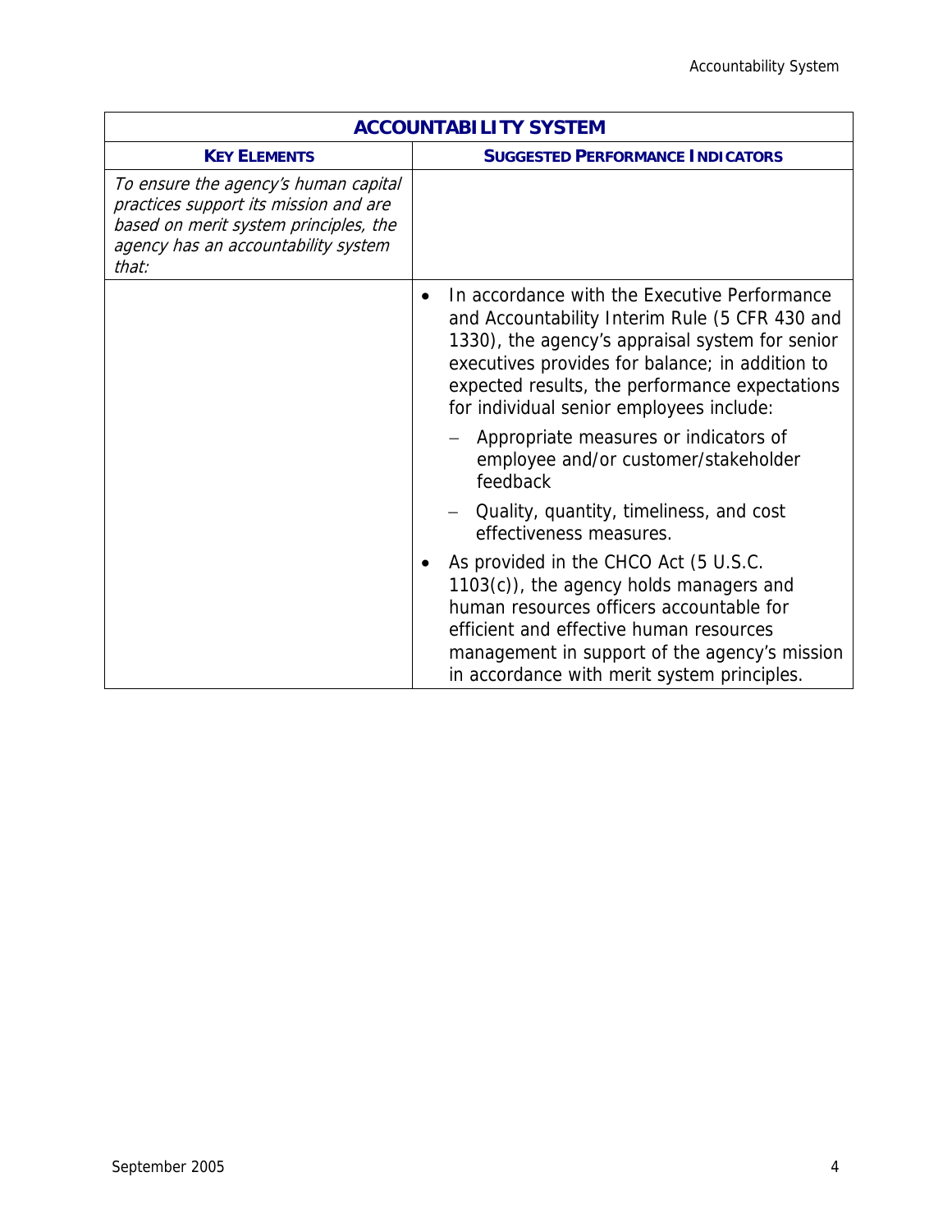| ACCOUNTABILITY SYSTEM | |
|---|---|
| **KEY ELEMENTS** | **SUGGESTED PERFORMANCE INDICATORS** |
| *To ensure the agency's human capital practices support its mission and are based on merit system principles, the agency has an accountability system that:* | |
| | • In accordance with the Executive Performance and Accountability Interim Rule (5 CFR 430 and 1330), the agency's appraisal system for senior executives provides for balance; in addition to expected results, the performance expectations for individual senior employees include:<br>– Appropriate measures or indicators of employee and/or customer/stakeholder feedback<br>– Quality, quantity, timeliness, and cost effectiveness measures.<br>• As provided in the CHCO Act (5 U.S.C. 1103(c)), the agency holds managers and human resources officers accountable for efficient and effective human resources management in support of the agency's mission in accordance with merit system principles. |